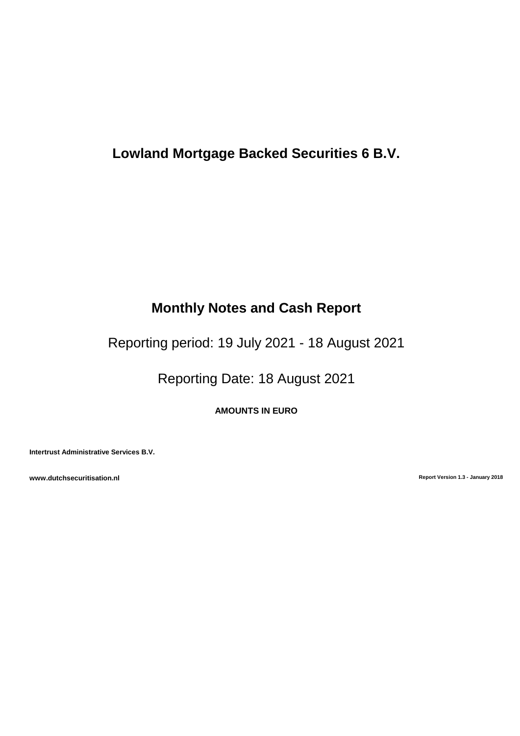# Lowland Mortgage Backed Securities 6 B.V.

## Monthly Notes and Cash Report

Reporting period: 19 July 2021 - 18 August 2021

Reporting Date: 18 August 2021

**AMOUNTS IN EURO**

**Intertrust Administrative Services B.V.**

**www.dutchsecuritisation.nl**

**Report Version 1.3 - January 2018**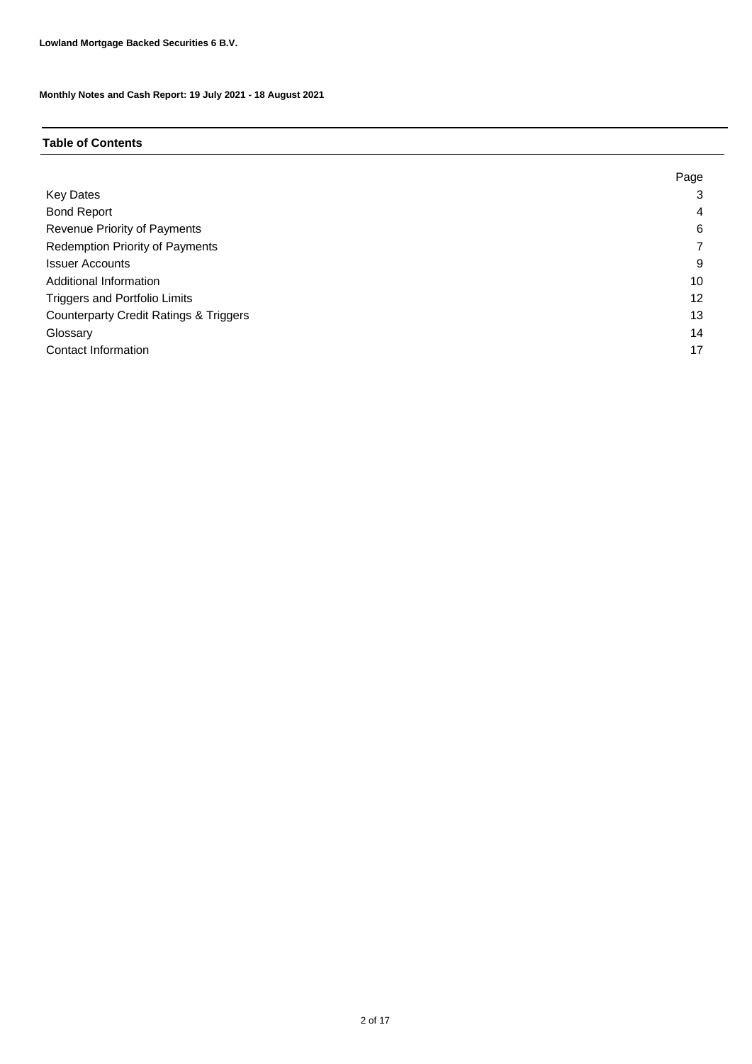**Lowland Mortgage Backed Securities 6 B.V.**

**Monthly Notes and Cash Report: 19 July 2021 - 18 August 2021**

## Table of Contents

| | Page |
|---|---|
| Key Dates | 3 |
| Bond Report | 4 |
| Revenue Priority of Payments | 6 |
| Redemption Priority of Payments | 7 |
| Issuer Accounts | 9 |
| Additional Information | 10 |
| Triggers and Portfolio Limits | 12 |
| Counterparty Credit Ratings & Triggers | 13 |
| Glossary | 14 |
| Contact Information | 17 |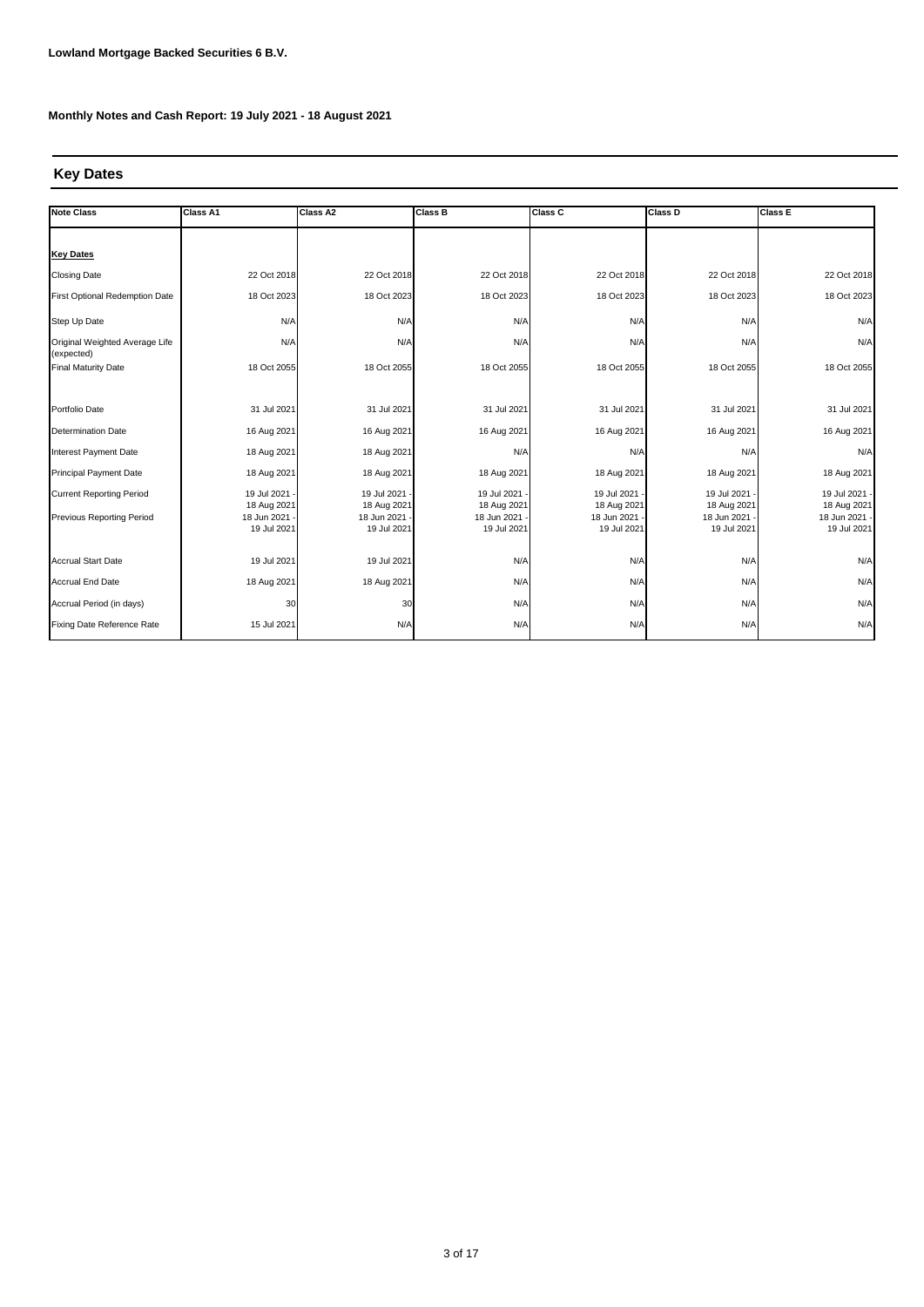**Lowland Mortgage Backed Securities 6 B.V.**

**Monthly Notes and Cash Report: 19 July 2021 - 18 August 2021**

## Key Dates

| Note Class | Class A1 | Class A2 | Class B | Class C | Class D | Class E |
|---|---|---|---|---|---|---|
| **Key Dates** | | | | | | |
| Closing Date | 22 Oct 2018 | 22 Oct 2018 | 22 Oct 2018 | 22 Oct 2018 | 22 Oct 2018 | 22 Oct 2018 |
| First Optional Redemption Date | 18 Oct 2023 | 18 Oct 2023 | 18 Oct 2023 | 18 Oct 2023 | 18 Oct 2023 | 18 Oct 2023 |
| Step Up Date | N/A | N/A | N/A | N/A | N/A | N/A |
| Original Weighted Average Life (expected) | N/A | N/A | N/A | N/A | N/A | N/A |
| Final Maturity Date | 18 Oct 2055 | 18 Oct 2055 | 18 Oct 2055 | 18 Oct 2055 | 18 Oct 2055 | 18 Oct 2055 |
| Portfolio Date | 31 Jul 2021 | 31 Jul 2021 | 31 Jul 2021 | 31 Jul 2021 | 31 Jul 2021 | 31 Jul 2021 |
| Determination Date | 16 Aug 2021 | 16 Aug 2021 | 16 Aug 2021 | 16 Aug 2021 | 16 Aug 2021 | 16 Aug 2021 |
| Interest Payment Date | 18 Aug 2021 | 18 Aug 2021 | N/A | N/A | N/A | N/A |
| Principal Payment Date | 18 Aug 2021 | 18 Aug 2021 | 18 Aug 2021 | 18 Aug 2021 | 18 Aug 2021 | 18 Aug 2021 |
| Current Reporting Period | 19 Jul 2021 - 18 Aug 2021 | 19 Jul 2021 - 18 Aug 2021 | 19 Jul 2021 - 18 Aug 2021 | 19 Jul 2021 - 18 Aug 2021 | 19 Jul 2021 - 18 Aug 2021 | 19 Jul 2021 - 18 Aug 2021 |
| Previous Reporting Period | 18 Jun 2021 - 19 Jul 2021 | 18 Jun 2021 - 19 Jul 2021 | 18 Jun 2021 - 19 Jul 2021 | 18 Jun 2021 - 19 Jul 2021 | 18 Jun 2021 - 19 Jul 2021 | 18 Jun 2021 - 19 Jul 2021 |
| Accrual Start Date | 19 Jul 2021 | 19 Jul 2021 | N/A | N/A | N/A | N/A |
| Accrual End Date | 18 Aug 2021 | 18 Aug 2021 | N/A | N/A | N/A | N/A |
| Accrual Period (in days) | 30 | 30 | N/A | N/A | N/A | N/A |
| Fixing Date Reference Rate | 15 Jul 2021 | N/A | N/A | N/A | N/A | N/A |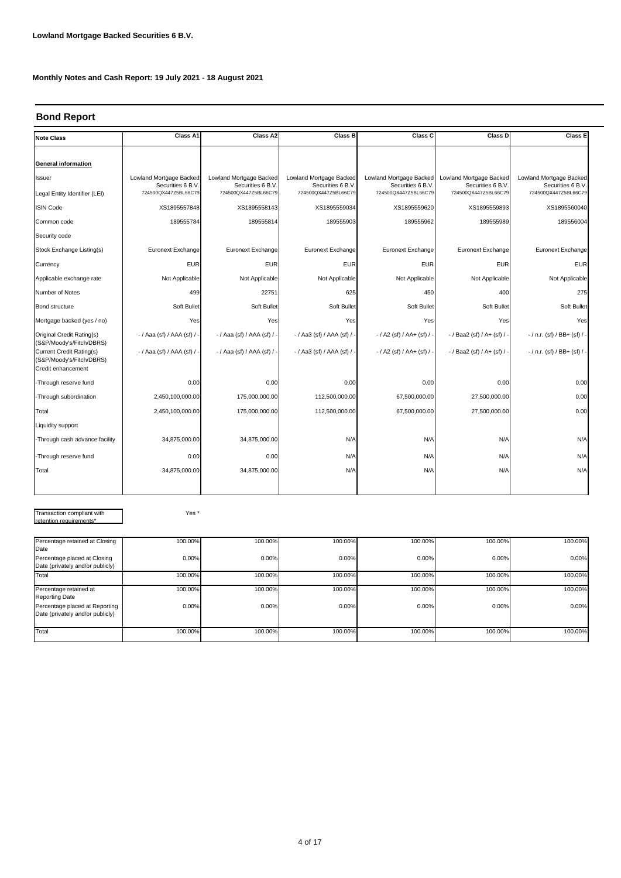**Lowland Mortgage Backed Securities 6 B.V.**

**Monthly Notes and Cash Report: 19 July 2021 - 18 August 2021**

## Bond Report

| Note Class | Class A1 | Class A2 | Class B | Class C | Class D | Class E |
|---|---|---|---|---|---|---|
| **General information** | | | | | | |
| Issuer | Lowland Mortgage Backed Securities 6 B.V. | Lowland Mortgage Backed Securities 6 B.V. | Lowland Mortgage Backed Securities 6 B.V. | Lowland Mortgage Backed Securities 6 B.V. | Lowland Mortgage Backed Securities 6 B.V. | Lowland Mortgage Backed Securities 6 B.V. |
| Legal Entity Identifier (LEI) | 724500QX447Z5BL66C79 | 724500QX447Z5BL66C79 | 724500QX447Z5BL66C79 | 724500QX447Z5BL66C79 | 724500QX447Z5BL66C79 | 724500QX447Z5BL66C79 |
| ISIN Code | XS1895557848 | XS1895558143 | XS1895559034 | XS1895559620 | XS1895559893 | XS1895560040 |
| Common code | 189555784 | 189555814 | 189555903 | 189555962 | 189555989 | 189556004 |
| Security code | | | | | | |
| Stock Exchange Listing(s) | Euronext Exchange | Euronext Exchange | Euronext Exchange | Euronext Exchange | Euronext Exchange | Euronext Exchange |
| Currency | EUR | EUR | EUR | EUR | EUR | EUR |
| Applicable exchange rate | Not Applicable | Not Applicable | Not Applicable | Not Applicable | Not Applicable | Not Applicable |
| Number of Notes | 499 | 22751 | 625 | 450 | 400 | 275 |
| Bond structure | Soft Bullet | Soft Bullet | Soft Bullet | Soft Bullet | Soft Bullet | Soft Bullet |
| Mortgage backed (yes / no) | Yes | Yes | Yes | Yes | Yes | Yes |
| Original Credit Rating(s) (S&P/Moody's/Fitch/DBRS) | - / Aaa (sf) / AAA (sf) / - | - / Aaa (sf) / AAA (sf) / - | - / Aa3 (sf) / AAA (sf) / - | - / A2 (sf) / AA+ (sf) / - | - / Baa2 (sf) / A+ (sf) / - | - / n.r. (sf) / BB+ (sf) / - |
| Current Credit Rating(s) (S&P/Moody's/Fitch/DBRS) | - / Aaa (sf) / AAA (sf) / - | - / Aaa (sf) / AAA (sf) / - | - / Aa3 (sf) / AAA (sf) / - | - / A2 (sf) / AA+ (sf) / - | - / Baa2 (sf) / A+ (sf) / - | - / n.r. (sf) / BB+ (sf) / - |
| Credit enhancement | | | | | | |
| -Through reserve fund | 0.00 | 0.00 | 0.00 | 0.00 | 0.00 | 0.00 |
| -Through subordination | 2,450,100,000.00 | 175,000,000.00 | 112,500,000.00 | 67,500,000.00 | 27,500,000.00 | 0.00 |
| Total | 2,450,100,000.00 | 175,000,000.00 | 112,500,000.00 | 67,500,000.00 | 27,500,000.00 | 0.00 |
| Liquidity support | | | | | | |
| -Through cash advance facility | 34,875,000.00 | 34,875,000.00 | N/A | N/A | N/A | N/A |
| -Through reserve fund | 0.00 | 0.00 | N/A | N/A | N/A | N/A |
| Total | 34,875,000.00 | 34,875,000.00 | N/A | N/A | N/A | N/A |

Transaction compliant with retention requirements* — Yes *

| | Class A1 | Class A2 | Class B | Class C | Class D | Class E |
|---|---|---|---|---|---|---|
| Percentage retained at Closing Date | 100.00% | 100.00% | 100.00% | 100.00% | 100.00% | 100.00% |
| Percentage placed at Closing Date (privately and/or publicly) | 0.00% | 0.00% | 0.00% | 0.00% | 0.00% | 0.00% |
| Total | 100.00% | 100.00% | 100.00% | 100.00% | 100.00% | 100.00% |
| Percentage retained at Reporting Date | 100.00% | 100.00% | 100.00% | 100.00% | 100.00% | 100.00% |
| Percentage placed at Reporting Date (privately and/or publicly) | 0.00% | 0.00% | 0.00% | 0.00% | 0.00% | 0.00% |
| Total | 100.00% | 100.00% | 100.00% | 100.00% | 100.00% | 100.00% |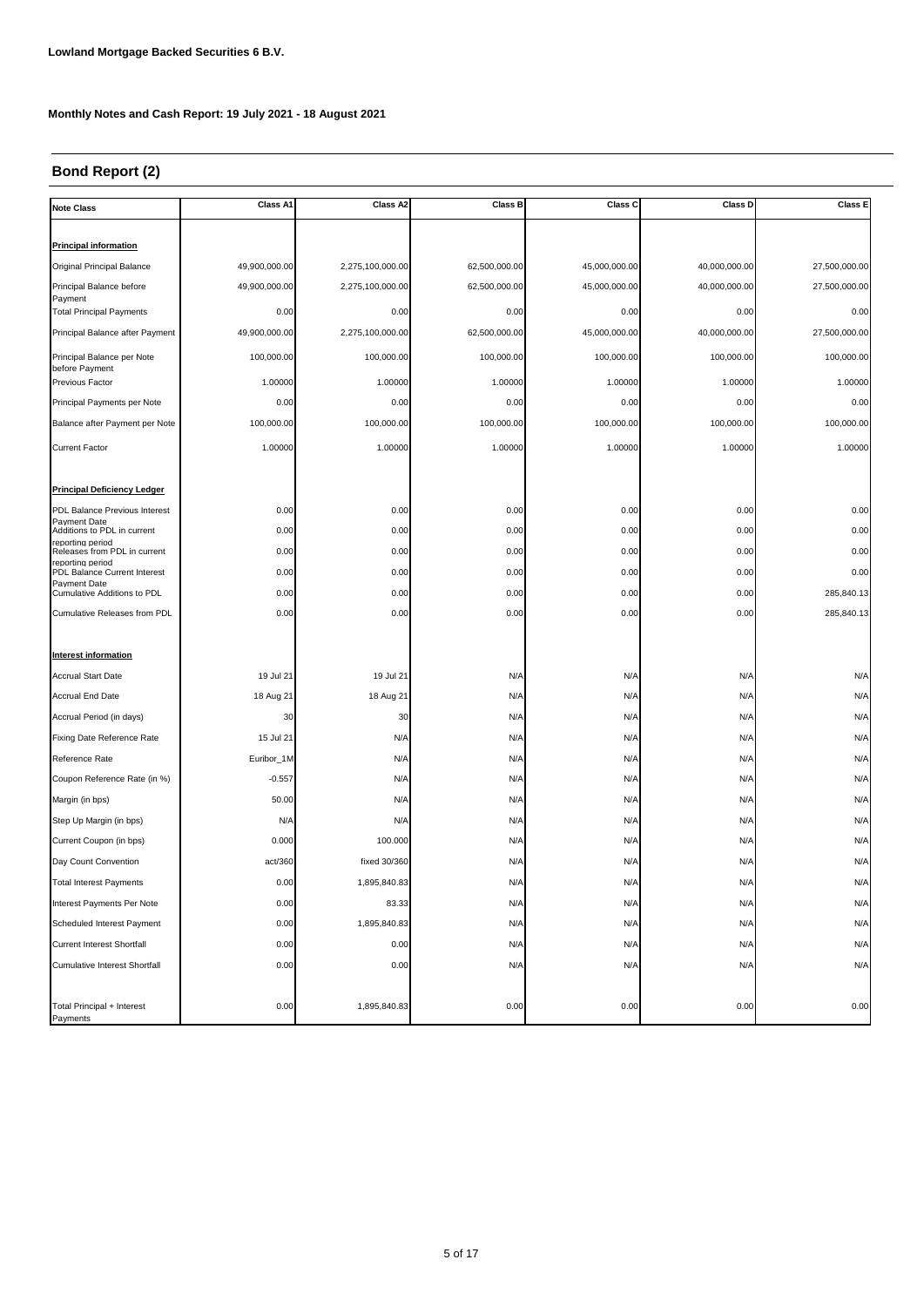**Lowland Mortgage Backed Securities 6 B.V.**

**Monthly Notes and Cash Report: 19 July 2021 - 18 August 2021**

## Bond Report (2)

| Note Class | Class A1 | Class A2 | Class B | Class C | Class D | Class E |
|---|---|---|---|---|---|---|
| **Principal information** | | | | | | |
| Original Principal Balance | 49,900,000.00 | 2,275,100,000.00 | 62,500,000.00 | 45,000,000.00 | 40,000,000.00 | 27,500,000.00 |
| Principal Balance before Payment | 49,900,000.00 | 2,275,100,000.00 | 62,500,000.00 | 45,000,000.00 | 40,000,000.00 | 27,500,000.00 |
| Total Principal Payments | 0.00 | 0.00 | 0.00 | 0.00 | 0.00 | 0.00 |
| Principal Balance after Payment | 49,900,000.00 | 2,275,100,000.00 | 62,500,000.00 | 45,000,000.00 | 40,000,000.00 | 27,500,000.00 |
| Principal Balance per Note before Payment | 100,000.00 | 100,000.00 | 100,000.00 | 100,000.00 | 100,000.00 | 100,000.00 |
| Previous Factor | 1.00000 | 1.00000 | 1.00000 | 1.00000 | 1.00000 | 1.00000 |
| Principal Payments per Note | 0.00 | 0.00 | 0.00 | 0.00 | 0.00 | 0.00 |
| Balance after Payment per Note | 100,000.00 | 100,000.00 | 100,000.00 | 100,000.00 | 100,000.00 | 100,000.00 |
| Current Factor | 1.00000 | 1.00000 | 1.00000 | 1.00000 | 1.00000 | 1.00000 |
| **Principal Deficiency Ledger** | | | | | | |
| PDL Balance Previous Interest Payment Date | 0.00 | 0.00 | 0.00 | 0.00 | 0.00 | 0.00 |
| Additions to PDL in current reporting period | 0.00 | 0.00 | 0.00 | 0.00 | 0.00 | 0.00 |
| Releases from PDL in current reporting period | 0.00 | 0.00 | 0.00 | 0.00 | 0.00 | 0.00 |
| PDL Balance Current Interest Payment Date | 0.00 | 0.00 | 0.00 | 0.00 | 0.00 | 0.00 |
| Cumulative Additions to PDL | 0.00 | 0.00 | 0.00 | 0.00 | 0.00 | 285,840.13 |
| Cumulative Releases from PDL | 0.00 | 0.00 | 0.00 | 0.00 | 0.00 | 285,840.13 |
| **Interest information** | | | | | | |
| Accrual Start Date | 19 Jul 21 | 19 Jul 21 | N/A | N/A | N/A | N/A |
| Accrual End Date | 18 Aug 21 | 18 Aug 21 | N/A | N/A | N/A | N/A |
| Accrual Period (in days) | 30 | 30 | N/A | N/A | N/A | N/A |
| Fixing Date Reference Rate | 15 Jul 21 | N/A | N/A | N/A | N/A | N/A |
| Reference Rate | Euribor_1M | N/A | N/A | N/A | N/A | N/A |
| Coupon Reference Rate (in %) | -0.557 | N/A | N/A | N/A | N/A | N/A |
| Margin (in bps) | 50.00 | N/A | N/A | N/A | N/A | N/A |
| Step Up Margin (in bps) | N/A | N/A | N/A | N/A | N/A | N/A |
| Current Coupon (in bps) | 0.000 | 100.000 | N/A | N/A | N/A | N/A |
| Day Count Convention | act/360 | fixed 30/360 | N/A | N/A | N/A | N/A |
| Total Interest Payments | 0.00 | 1,895,840.83 | N/A | N/A | N/A | N/A |
| Interest Payments Per Note | 0.00 | 83.33 | N/A | N/A | N/A | N/A |
| Scheduled Interest Payment | 0.00 | 1,895,840.83 | N/A | N/A | N/A | N/A |
| Current Interest Shortfall | 0.00 | 0.00 | N/A | N/A | N/A | N/A |
| Cumulative Interest Shortfall | 0.00 | 0.00 | N/A | N/A | N/A | N/A |
| Total Principal + Interest Payments | 0.00 | 1,895,840.83 | 0.00 | 0.00 | 0.00 | 0.00 |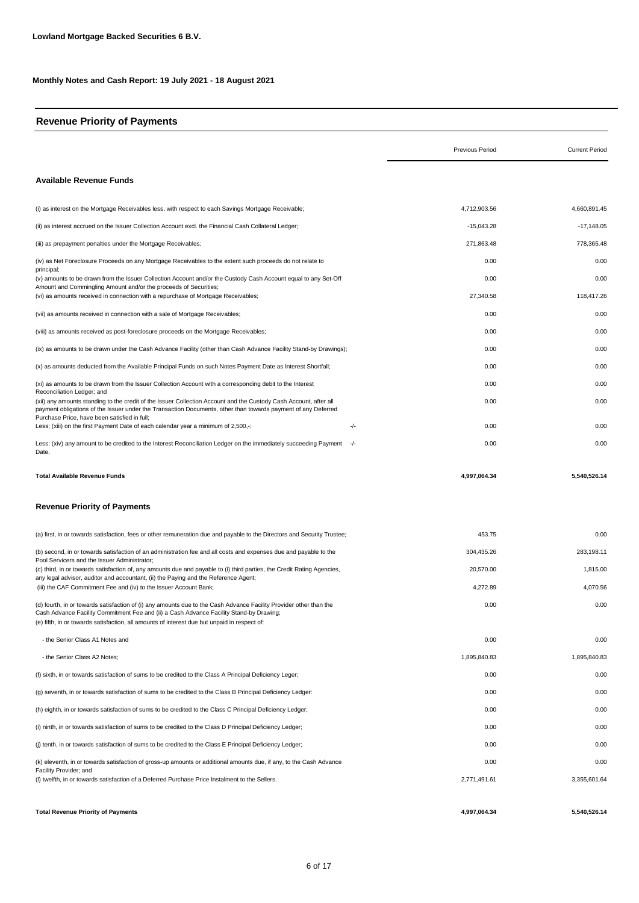**Lowland Mortgage Backed Securities 6 B.V.**

**Monthly Notes and Cash Report: 19 July 2021 - 18 August 2021**

## Revenue Priority of Payments

| | | Previous Period | Current Period |
|---|---|---|---|
| **Available Revenue Funds** | | | |
| (i) as interest on the Mortgage Receivables less, with respect to each Savings Mortgage Receivable; | | 4,712,903.56 | 4,660,891.45 |
| (ii) as interest accrued on the Issuer Collection Account excl. the Financial Cash Collateral Ledger; | | -15,043.28 | -17,148.05 |
| (iii) as prepayment penalties under the Mortgage Receivables; | | 271,863.48 | 778,365.48 |
| (iv) as Net Foreclosure Proceeds on any Mortgage Receivables to the extent such proceeds do not relate to principal; | | 0.00 | 0.00 |
| (v) amounts to be drawn from the Issuer Collection Account and/or the Custody Cash Account equal to any Set-Off Amount and Commingling Amount and/or the proceeds of Securities; | | 0.00 | 0.00 |
| (vi) as amounts received in connection with a repurchase of Mortgage Receivables; | | 27,340.58 | 118,417.26 |
| (vii) as amounts received in connection with a sale of Mortgage Receivables; | | 0.00 | 0.00 |
| (viii) as amounts received as post-foreclosure proceeds on the Mortgage Receivables; | | 0.00 | 0.00 |
| (ix) as amounts to be drawn under the Cash Advance Facility (other than Cash Advance Facility Stand-by Drawings); | | 0.00 | 0.00 |
| (x) as amounts deducted from the Available Principal Funds on such Notes Payment Date as Interest Shortfall; | | 0.00 | 0.00 |
| (xi) as amounts to be drawn from the Issuer Collection Account with a corresponding debit to the Interest Reconciliation Ledger; and | | 0.00 | 0.00 |
| (xii) any amounts standing to the credit of the Issuer Collection Account and the Custody Cash Account, after all payment obligations of the Issuer under the Transaction Documents, other than towards payment of any Deferred Purchase Price, have been satisfied in full; | | 0.00 | 0.00 |
| Less; (xiii) on the first Payment Date of each calendar year a minimum of 2,500,-; | -/- | 0.00 | 0.00 |
| Less: (xiv) any amount to be credited to the Interest Reconciliation Ledger on the immediately succeeding Payment Date. | -/- | 0.00 | 0.00 |
| **Total Available Revenue Funds** | | **4,997,064.34** | **5,540,526.14** |
| **Revenue Priority of Payments** | | | |
| (a) first, in or towards satisfaction, fees or other remuneration due and payable to the Directors and Security Trustee; | | 453.75 | 0.00 |
| (b) second, in or towards satisfaction of an administration fee and all costs and expenses due and payable to the Pool Servicers and the Issuer Administrator; | | 304,435.26 | 283,198.11 |
| (c) third, in or towards satisfaction of, any amounts due and payable to (i) third parties, the Credit Rating Agencies, any legal advisor, auditor and accountant, (ii) the Paying and the Reference Agent; | | 20,570.00 | 1,815.00 |
| (iii) the CAF Commitment Fee and (iv) to the Issuer Account Bank; | | 4,272.89 | 4,070.56 |
| (d) fourth, in or towards satisfaction of (i) any amounts due to the Cash Advance Facility Provider other than the Cash Advance Facility Commitment Fee and (ii) a Cash Advance Facility Stand-by Drawing; | | 0.00 | 0.00 |
| (e) fifth, in or towards satisfaction, all amounts of interest due but unpaid in respect of: | | | |
| - the Senior Class A1 Notes and | | 0.00 | 0.00 |
| - the Senior Class A2 Notes; | | 1,895,840.83 | 1,895,840.83 |
| (f) sixth, in or towards satisfaction of sums to be credited to the Class A Principal Deficiency Leger; | | 0.00 | 0.00 |
| (g) seventh, in or towards satisfaction of sums to be credited to the Class B Principal Deficiency Ledger: | | 0.00 | 0.00 |
| (h) eighth, in or towards satisfaction of sums to be credited to the Class C Principal Deficiency Ledger; | | 0.00 | 0.00 |
| (i) ninth, in or towards satisfaction of sums to be credited to the Class D Principal Deficiency Ledger; | | 0.00 | 0.00 |
| (j) tenth, in or towards satisfaction of sums to be credited to the Class E Principal Deficiency Ledger; | | 0.00 | 0.00 |
| (k) eleventh, in or towards satisfaction of gross-up amounts or additional amounts due, if any, to the Cash Advance Facility Provider; and | | 0.00 | 0.00 |
| (l) twelfth, in or towards satisfaction of a Deferred Purchase Price Instalment to the Sellers. | | 2,771,491.61 | 3,355,601.64 |
| **Total Revenue Priority of Payments** | | **4,997,064.34** | **5,540,526.14** |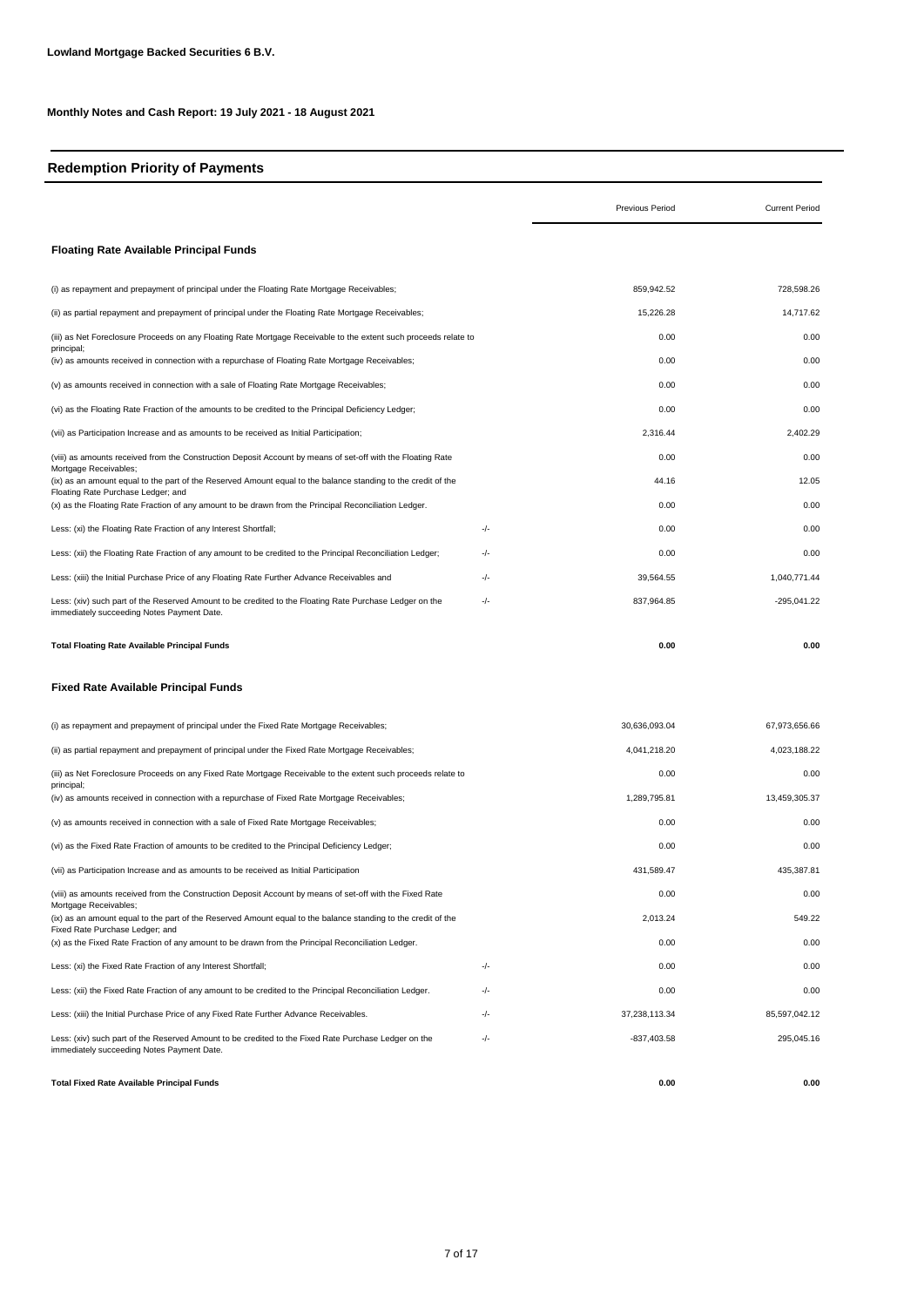**Lowland Mortgage Backed Securities 6 B.V.**

**Monthly Notes and Cash Report: 19 July 2021 - 18 August 2021**

## Redemption Priority of Payments

| | | Previous Period | Current Period |
|---|---|---|---|
| **Floating Rate Available Principal Funds** | | | |
| (i) as repayment and prepayment of principal under the Floating Rate Mortgage Receivables; | | 859,942.52 | 728,598.26 |
| (ii) as partial repayment and prepayment of principal under the Floating Rate Mortgage Receivables; | | 15,226.28 | 14,717.62 |
| (iii) as Net Foreclosure Proceeds on any Floating Rate Mortgage Receivable to the extent such proceeds relate to principal; | | 0.00 | 0.00 |
| (iv) as amounts received in connection with a repurchase of Floating Rate Mortgage Receivables; | | 0.00 | 0.00 |
| (v) as amounts received in connection with a sale of Floating Rate Mortgage Receivables; | | 0.00 | 0.00 |
| (vi) as the Floating Rate Fraction of the amounts to be credited to the Principal Deficiency Ledger; | | 0.00 | 0.00 |
| (vii) as Participation Increase and as amounts to be received as Initial Participation; | | 2,316.44 | 2,402.29 |
| (viii) as amounts received from the Construction Deposit Account by means of set-off with the Floating Rate Mortgage Receivables; | | 0.00 | 0.00 |
| (ix) as an amount equal to the part of the Reserved Amount equal to the balance standing to the credit of the Floating Rate Purchase Ledger; and | | 44.16 | 12.05 |
| (x) as the Floating Rate Fraction of any amount to be drawn from the Principal Reconciliation Ledger. | | 0.00 | 0.00 |
| Less: (xi) the Floating Rate Fraction of any Interest Shortfall; | -/- | 0.00 | 0.00 |
| Less: (xii) the Floating Rate Fraction of any amount to be credited to the Principal Reconciliation Ledger; | -/- | 0.00 | 0.00 |
| Less: (xiii) the Initial Purchase Price of any Floating Rate Further Advance Receivables and | -/- | 39,564.55 | 1,040,771.44 |
| Less: (xiv) such part of the Reserved Amount to be credited to the Floating Rate Purchase Ledger on the immediately succeeding Notes Payment Date. | -/- | 837,964.85 | -295,041.22 |
| **Total Floating Rate Available Principal Funds** | | **0.00** | **0.00** |
| **Fixed Rate Available Principal Funds** | | | |
| (i) as repayment and prepayment of principal under the Fixed Rate Mortgage Receivables; | | 30,636,093.04 | 67,973,656.66 |
| (ii) as partial repayment and prepayment of principal under the Fixed Rate Mortgage Receivables; | | 4,041,218.20 | 4,023,188.22 |
| (iii) as Net Foreclosure Proceeds on any Fixed Rate Mortgage Receivable to the extent such proceeds relate to principal; | | 0.00 | 0.00 |
| (iv) as amounts received in connection with a repurchase of Fixed Rate Mortgage Receivables; | | 1,289,795.81 | 13,459,305.37 |
| (v) as amounts received in connection with a sale of Fixed Rate Mortgage Receivables; | | 0.00 | 0.00 |
| (vi) as the Fixed Rate Fraction of amounts to be credited to the Principal Deficiency Ledger; | | 0.00 | 0.00 |
| (vii) as Participation Increase and as amounts to be received as Initial Participation | | 431,589.47 | 435,387.81 |
| (viii) as amounts received from the Construction Deposit Account by means of set-off with the Fixed Rate Mortgage Receivables; | | 0.00 | 0.00 |
| (ix) as an amount equal to the part of the Reserved Amount equal to the balance standing to the credit of the Fixed Rate Purchase Ledger; and | | 2,013.24 | 549.22 |
| (x) as the Fixed Rate Fraction of any amount to be drawn from the Principal Reconciliation Ledger. | | 0.00 | 0.00 |
| Less: (xi) the Fixed Rate Fraction of any Interest Shortfall; | -/- | 0.00 | 0.00 |
| Less: (xii) the Fixed Rate Fraction of any amount to be credited to the Principal Reconciliation Ledger. | -/- | 0.00 | 0.00 |
| Less: (xiii) the Initial Purchase Price of any Fixed Rate Further Advance Receivables. | -/- | 37,238,113.34 | 85,597,042.12 |
| Less: (xiv) such part of the Reserved Amount to be credited to the Fixed Rate Purchase Ledger on the immediately succeeding Notes Payment Date. | -/- | -837,403.58 | 295,045.16 |
| **Total Fixed Rate Available Principal Funds** | | **0.00** | **0.00** |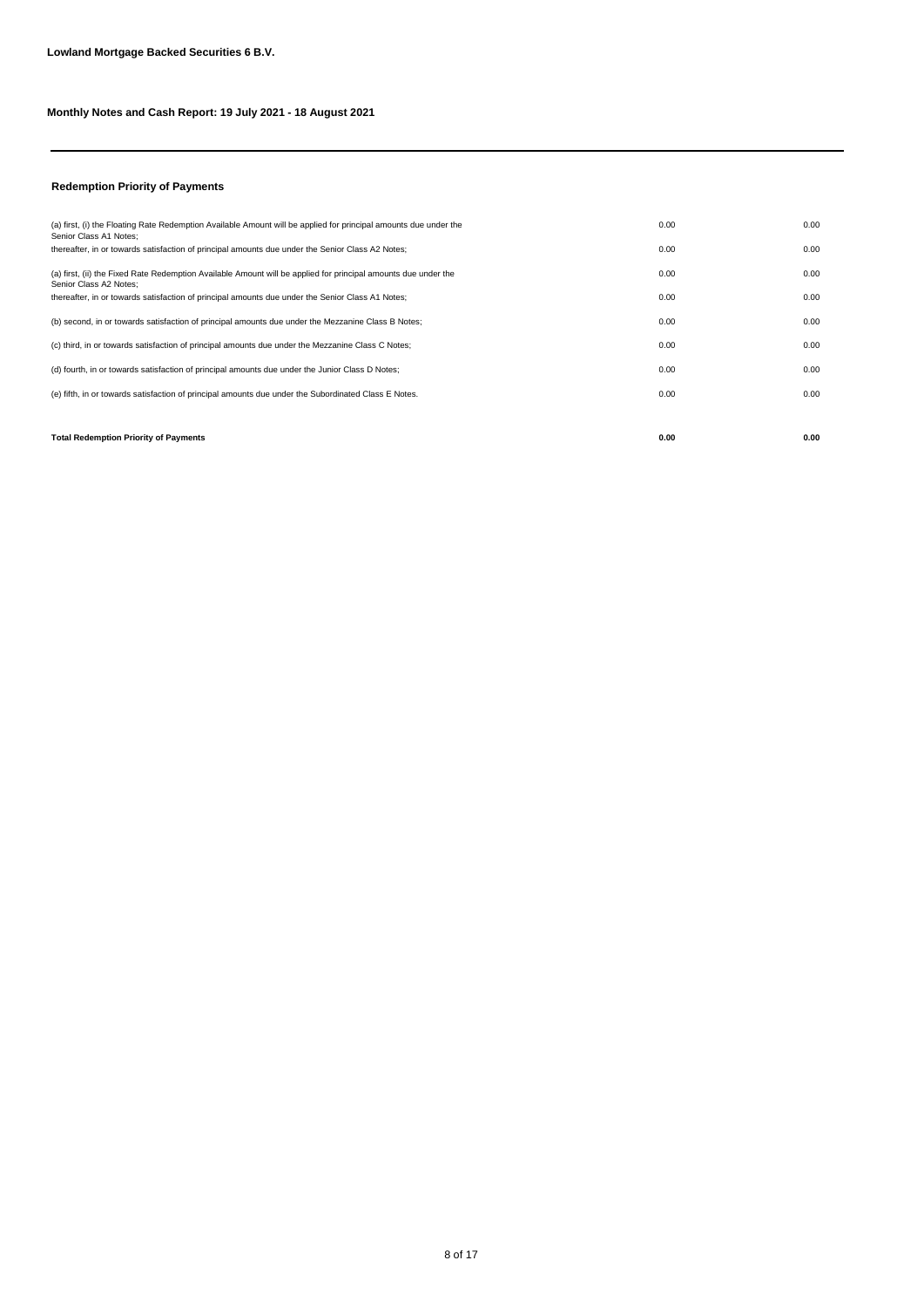**Lowland Mortgage Backed Securities 6 B.V.**

**Monthly Notes and Cash Report: 19 July 2021 - 18 August 2021**

### Redemption Priority of Payments

| | | |
|---|---|---|
| (a) first, (i) the Floating Rate Redemption Available Amount will be applied for principal amounts due under the Senior Class A1 Notes; | 0.00 | 0.00 |
| thereafter, in or towards satisfaction of principal amounts due under the Senior Class A2 Notes; | 0.00 | 0.00 |
| (a) first, (ii) the Fixed Rate Redemption Available Amount will be applied for principal amounts due under the Senior Class A2 Notes; | 0.00 | 0.00 |
| thereafter, in or towards satisfaction of principal amounts due under the Senior Class A1 Notes; | 0.00 | 0.00 |
| (b) second, in or towards satisfaction of principal amounts due under the Mezzanine Class B Notes; | 0.00 | 0.00 |
| (c) third, in or towards satisfaction of principal amounts due under the Mezzanine Class C Notes; | 0.00 | 0.00 |
| (d) fourth, in or towards satisfaction of principal amounts due under the Junior Class D Notes; | 0.00 | 0.00 |
| (e) fifth, in or towards satisfaction of principal amounts due under the Subordinated Class E Notes. | 0.00 | 0.00 |
| **Total Redemption Priority of Payments** | **0.00** | **0.00** |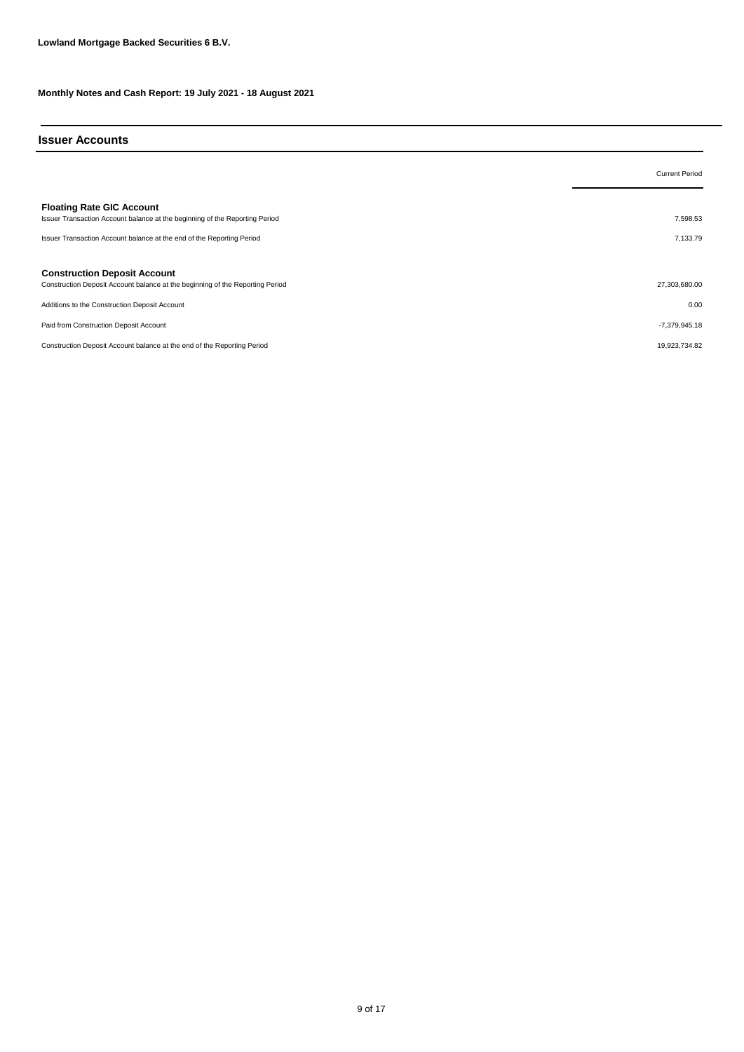**Lowland Mortgage Backed Securities 6 B.V.**

**Monthly Notes and Cash Report: 19 July 2021 - 18 August 2021**

## Issuer Accounts

| | Current Period |
|---|---|
| **Floating Rate GIC Account** | |
| Issuer Transaction Account balance at the beginning of the Reporting Period | 7,598.53 |
| Issuer Transaction Account balance at the end of the Reporting Period | 7,133.79 |
| | |
| **Construction Deposit Account** | |
| Construction Deposit Account balance at the beginning of the Reporting Period | 27,303,680.00 |
| Additions to the Construction Deposit Account | 0.00 |
| Paid from Construction Deposit Account | -7,379,945.18 |
| Construction Deposit Account balance at the end of the Reporting Period | 19,923,734.82 |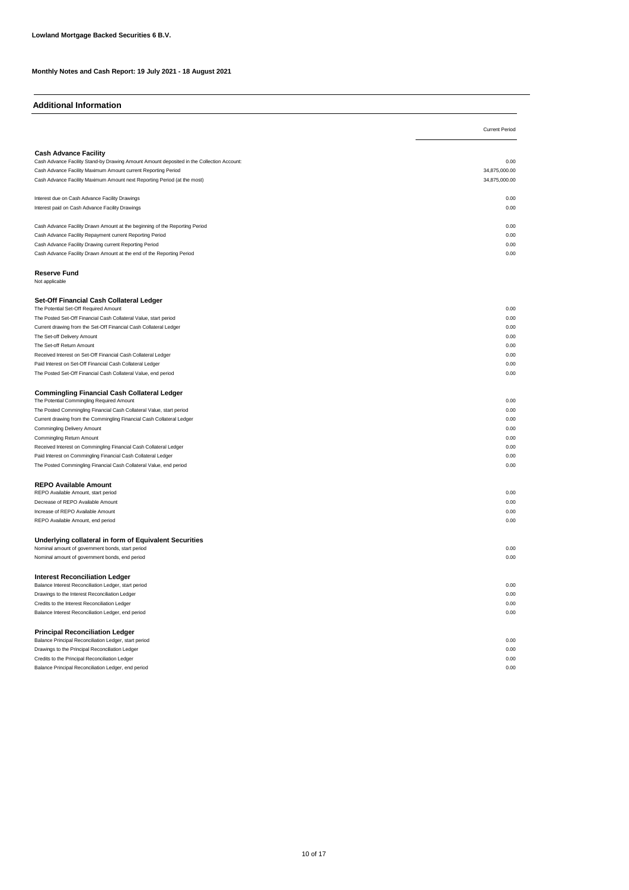**Lowland Mortgage Backed Securities 6 B.V.**

**Monthly Notes and Cash Report: 19 July 2021 - 18 August 2021**

## Additional Information

| | Current Period |
|---|---|
| **Cash Advance Facility** | |
| Cash Advance Facility Stand-by Drawing Amount Amount deposited in the Collection Account: | 0.00 |
| Cash Advance Facility Maximum Amount current Reporting Period | 34,875,000.00 |
| Cash Advance Facility Maximum Amount next Reporting Period (at the most) | 34,875,000.00 |
| | |
| Interest due on Cash Advance Facility Drawings | 0.00 |
| Interest paid on Cash Advance Facility Drawings | 0.00 |
| | |
| Cash Advance Facility Drawn Amount at the beginning of the Reporting Period | 0.00 |
| Cash Advance Facility Repayment current Reporting Period | 0.00 |
| Cash Advance Facility Drawing current Reporting Period | 0.00 |
| Cash Advance Facility Drawn Amount at the end of the Reporting Period | 0.00 |
| | |
| **Reserve Fund** | |
| Not applicable | |
| | |
| **Set-Off Financial Cash Collateral Ledger** | |
| The Potential Set-Off Required Amount | 0.00 |
| The Posted Set-Off Financial Cash Collateral Value, start period | 0.00 |
| Current drawing from the Set-Off Financial Cash Collateral Ledger | 0.00 |
| The Set-off Delivery Amount | 0.00 |
| The Set-off Return Amount | 0.00 |
| Received Interest on Set-Off Financial Cash Collateral Ledger | 0.00 |
| Paid Interest on Set-Off Financial Cash Collateral Ledger | 0.00 |
| The Posted Set-Off Financial Cash Collateral Value, end period | 0.00 |
| | |
| **Commingling Financial Cash Collateral Ledger** | |
| The Potential Commingling Required Amount | 0.00 |
| The Posted Commingling Financial Cash Collateral Value, start period | 0.00 |
| Current drawing from the Commingling Financial Cash Collateral Ledger | 0.00 |
| Commingling Delivery Amount | 0.00 |
| Commingling Return Amount | 0.00 |
| Received Interest on Commingling Financial Cash Collateral Ledger | 0.00 |
| Paid Interest on Commingling Financial Cash Collateral Ledger | 0.00 |
| The Posted Commingling Financial Cash Collateral Value, end period | 0.00 |
| | |
| **REPO Available Amount** | |
| REPO Available Amount, start period | 0.00 |
| Decrease of REPO Available Amount | 0.00 |
| Increase of REPO Available Amount | 0.00 |
| REPO Available Amount, end period | 0.00 |
| | |
| **Underlying collateral in form of Equivalent Securities** | |
| Nominal amount of government bonds, start period | 0.00 |
| Nominal amount of government bonds, end period | 0.00 |
| | |
| **Interest Reconciliation Ledger** | |
| Balance Interest Reconciliation Ledger, start period | 0.00 |
| Drawings to the Interest Reconciliation Ledger | 0.00 |
| Credits to the Interest Reconciliation Ledger | 0.00 |
| Balance Interest Reconciliation Ledger, end period | 0.00 |
| | |
| **Principal Reconciliation Ledger** | |
| Balance Principal Reconciliation Ledger, start period | 0.00 |
| Drawings to the Principal Reconciliation Ledger | 0.00 |
| Credits to the Principal Reconciliation Ledger | 0.00 |
| Balance Principal Reconciliation Ledger, end period | 0.00 |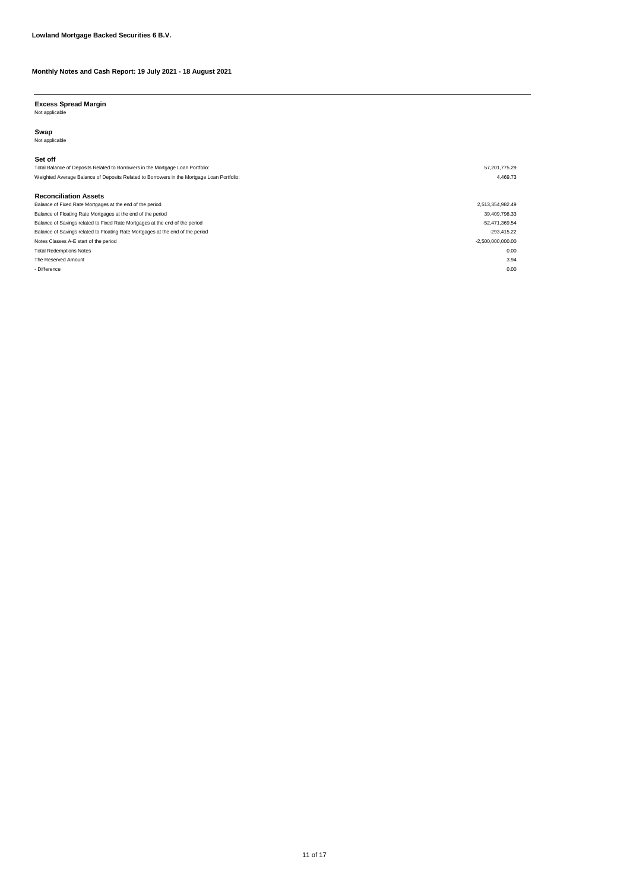**Lowland Mortgage Backed Securities 6 B.V.**

**Monthly Notes and Cash Report: 19 July 2021 - 18 August 2021**

**Excess Spread Margin**

Not applicable

**Swap**

Not applicable

**Set off**

| | |
|---|---:|
| Total Balance of Deposits Related to Borrowers in the Mortgage Loan Portfolio: | 57,201,775.29 |
| Weighted Average Balance of Deposits Related to Borrowers in the Mortgage Loan Portfolio: | 4,469.73 |

**Reconciliation Assets**

| | |
|---|---:|
| Balance of Fixed Rate Mortgages at the end of the period | 2,513,354,982.49 |
| Balance of Floating Rate Mortgages at the end of the period | 39,409,798.33 |
| Balance of Savings related to Fixed Rate Mortgages at the end of the period | -52,471,369.54 |
| Balance of Savings related to Floating Rate Mortgages at the end of the period | -293,415.22 |
| Notes Classes A-E start of the period | -2,500,000,000.00 |
| Total Redemptions Notes | 0.00 |
| The Reserved Amount | 3.94 |
| - Difference | 0.00 |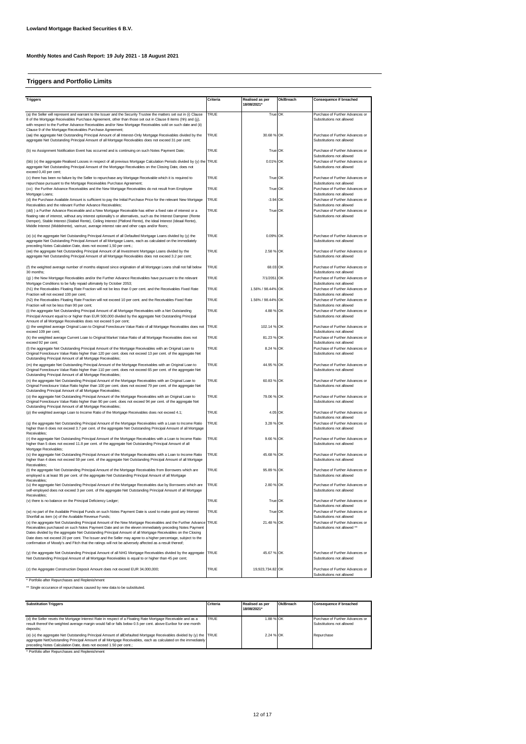**Lowland Mortgage Backed Securities 6 B.V.**

**Monthly Notes and Cash Report: 19 July 2021 - 18 August 2021**

## Triggers and Portfolio Limits

| Triggers | Criteria | Realised as per 18/08/2021* | Ok/Breach | Consequence if breached |
|---|---|---|---|---|
| (a) the Seller will represent and warrant to the Issuer and the Security Trustee the matters set out in (i) Clause 8 of the Mortgage Receivables Purchase Agreement, other than those set out in Clause 8 items (hh) and (jj), with respect to the Further Advance Receivables and/or New Mortgage Receivables sold on such date and (ii) Clause 9 of the Mortgage Receivables Purchase Agreement; | TRUE | True | OK | Purchase of Further Advances or Substitutions not allowed |
| (aa) the aggregate Net Outstanding Principal Amount of all Interest-Only Mortgage Receivables divided by the aggregate Net Outstanding Principal Amount of all Mortgage Receivables does not exceed 31 per cent; | TRUE | 30.68 % | OK | Purchase of Further Advances or Substitutions not allowed |
| (b) no Assignment Notification Event has occurred and is continuing on such Notes Payment Date; | TRUE | True | OK | Purchase of Further Advances or Substitutions not allowed |
| (bb) (x) the aggregate Realised Losses in respect of all previous Mortgage Calculation Periods divided by (y) the aggregate Net Outstanding Principal Amount of the Mortgage Receivables on the Closing Date, does not exceed 0,40 per cent; | TRUE | 0.01% | OK | Purchase of Further Advances or Substitutions not allowed |
| (c) there has been no failure by the Seller to repurchase any Mortgage Receivable which it is required to repurchase pursuant to the Mortgage Receivables Purchase Agreement; | TRUE | True | OK | Purchase of Further Advances or Substitutions not allowed |
| (cc) the Further Advance Receivables and the New Mortgage Receivables do not result from Employee Mortgage Loans; | TRUE | True | OK | Purchase of Further Advances or Substitutions not allowed |
| (d) the Purchase Available Amount is sufficient to pay the Initial Purchase Price for the relevant New Mortgage Receivables and the relevant Further Advance Receivables; | TRUE | -3.94 | OK | Purchase of Further Advances or Substitutions not allowed |
| (dd) ) a Further Advance Receivable and a New Mortgage Receivable has either a fixed rate of interest or a floating rate of interest, without any interest optionality's or alternatives, such as the Interest Dampner (Rente Demper), Stable Interest (Stabiel Rente), Ceiling Interest (Plafond Rente), the Ideal Interest (Ideaal Rente), Middle Interest (Middelrente), varirust, average interest rate and other caps and/or floors; | TRUE | True | OK | Purchase of Further Advances or Substitutions not allowed |
| (e) (x) the aggregate Net Outstanding Principal Amount of all Defaulted Mortgage Loans divided by (y) the aggregate Net Outstanding Principal Amount of all Mortgage Loans, each as calculated on the immediately preceding Notes Calculation Date, does not exceed 1,50 per cent.; | TRUE | 0.09% | OK | Purchase of Further Advances or Substitutions not allowed |
| (ee) the aggregate Net Outstanding Principal Amount of all Investment Mortgage Loans divided by the aggregate Net Outstanding Principal Amount of all Mortgage Receivables does not exceed 3.2 per cent; | TRUE | 2.58 % | OK | Purchase of Further Advances or Substitutions not allowed |
| (f) the weighted average number of months elapsed since origination of all Mortgage Loans shall not fall below 30 months; | TRUE | 68.03 | OK | Purchase of Further Advances or Substitutions not allowed |
| (gj) ) the New Mortgage Receivables and/or the Further Advance Receivables have pursuant to the relevant Mortgage Conditions to be fully repaid ultimately by October 2053; | TRUE | 7/1/2051 | OK | Purchase of Further Advances or Substitutions not allowed |
| (h1) the Receivables Floating Rate Fraction will not be less than 0 per cent. and the Receivables Fixed Rate Fraction will not exceed 100 per cent; | TRUE | 1.56% / 98.44% | OK | Purchase of Further Advances or Substitutions not allowed |
| (h2) the Receivables Floating Rate Fraction will not exceed 10 per cent. and the Receivables Fixed Rate Fraction will not be less than 90 per cent; | TRUE | 1.56% / 98.44% | OK | Purchase of Further Advances or Substitutions not allowed |
| (i) the aggregate Net Outstanding Principal Amount of all Mortgage Receivables with a Net Outstanding Principal Amount equal to or higher than EUR 500,000 divided by the aggregate Net Outstanding Principal Amount of all Mortgage Receivables does not exceed 5 per cent; | TRUE | 4.88 % | OK | Purchase of Further Advances or Substitutions not allowed |
| (j) the weighted average Original Loan to Original Foreclosure Value Ratio of all Mortgage Receivables does not exceed 109 per cent; | TRUE | 102.14 % | OK | Purchase of Further Advances or Substitutions not allowed |
| (k) the weighted average Current Loan to Original Market Value Ratio of all Mortgage Receivables does not exceed 92 per cent; | TRUE | 81.23 % | OK | Purchase of Further Advances or Substitutions not allowed |
| (l) the aggregate Net Outstanding Principal Amount of the Mortgage Receivables with an Original Loan to Original Foreclosure Value Ratio higher than 120 per cent. does not exceed 13 per cent. of the aggregate Net Outstanding Principal Amount of all Mortgage Receivables; | TRUE | 8.24 % | OK | Purchase of Further Advances or Substitutions not allowed |
| (m) the aggregate Net Outstanding Principal Amount of the Mortgage Receivables with an Original Loan to Original Foreclosure Value Ratio higher than 110 per cent. does not exceed 65 per cent. of the aggregate Net Outstanding Principal Amount of all Mortgage Receivables; | TRUE | 44.95 % | OK | Purchase of Further Advances or Substitutions not allowed |
| (n) the aggregate Net Outstanding Principal Amount of the Mortgage Receivables with an Original Loan to Original Foreclosure Value Ratio higher than 100 per cent. does not exceed 79 per cent. of the aggregate Net Outstanding Principal Amount of all Mortgage Receivables; | TRUE | 60.83 % | OK | Purchase of Further Advances or Substitutions not allowed |
| (o) the aggregate Net Outstanding Principal Amount of the Mortgage Receivables with an Original Loan to Original Foreclosure Value Ratio higher than 90 per cent. does not exceed 94 per cent. of the aggregate Net Outstanding Principal Amount of all Mortgage Receivables; | TRUE | 79.06 % | OK | Purchase of Further Advances or Substitutions not allowed |
| (p) the weighted average Loan to Income Ratio of the Mortgage Receivables does not exceed 4.1; | TRUE | 4.05 | OK | Purchase of Further Advances or Substitutions not allowed |
| (q) the aggregate Net Outstanding Principal Amount of the Mortgage Receivables with a Loan to Income Ratio higher than 6 does not exceed 3.7 per cent. of the aggregate Net Outstanding Principal Amount of all Mortgage Receivables; | TRUE | 3.28 % | OK | Purchase of Further Advances or Substitutions not allowed |
| (r) the aggregate Net Outstanding Principal Amount of the Mortgage Receivables with a Loan to Income Ratio higher than 5 does not exceed 11.8 per cent. of the aggregate Net Outstanding Principal Amount of all Mortgage Receivables; | TRUE | 9.66 % | OK | Purchase of Further Advances or Substitutions not allowed |
| (s) the aggregate Net Outstanding Principal Amount of the Mortgage Receivables with a Loan to Income Ratio higher than 4 does not exceed 59 per cent. of the aggregate Net Outstanding Principal Amount of all Mortgage Receivables; | TRUE | 45.68 % | OK | Purchase of Further Advances or Substitutions not allowed |
| (t) the aggregate Net Outstanding Principal Amount of the Mortgage Receivables from Borrowers which are employed is at least 95 per cent. of the aggregate Net Outstanding Principal Amount of all Mortgage Receivables; | TRUE | 95.89 % | OK | Purchase of Further Advances or Substitutions not allowed |
| (u) the aggregate Net Outstanding Principal Amount of the Mortgage Receivables due by Borrowers which are self-employed does not exceed 3 per cent. of the aggregate Net Outstanding Principal Amount of all Mortgage Receivables; | TRUE | 2.80 % | OK | Purchase of Further Advances or Substitutions not allowed |
| (v) there is no balance on the Principal Deficiency Ledger; | TRUE | True | OK | Purchase of Further Advances or Substitutions not allowed |
| (w) no part of the Available Principal Funds on such Notes Payment Date is used to make good any Interest Shortfall as item (x) of the Available Revenue Funds; | TRUE | True | OK | Purchase of Further Advances or Substitutions not allowed |
| (x) the aggregate Net Outstanding Principal Amount of the New Mortgage Receivables and the Further Advance Receivables purchased on such Notes Payment Date and on the eleven immediately preceding Notes Payment Dates divided by the aggregate Net Outstanding Principal Amount of all Mortgage Receivables on the Closing Date does not exceed 20 per cent. The Issuer and the Seller may agree to a higher percentage, subject to the confirmation of Moody's and Fitch that the ratings will not be adversely affected as a result thereof; | TRUE | 21.48 % | OK | Purchase of Further Advances or Substitutions not allowed ** |
| (y) the aggregate Net Outstanding Principal Amount of all NHG Mortgage Receivables divided by the aggregate Net Outstanding Principal Amount of all Mortgage Receivables is equal to or higher than 45 per cent; | TRUE | 45.67 % | OK | Purchase of Further Advances or Substitutions not allowed |
| (z) the Aggregate Construction Deposit Amount does not exceed EUR 34,000,000; | TRUE | 19,923,734.82 | OK | Purchase of Further Advances or Substitutions not allowed |

\* Portfolio after Repurchases and Replenishment

\*\* Single occurance of repurchases caused by new data to be substituted.

| Substitution Triggers | Criteria | Realised as per 18/08/2021* | Ok/Breach | Consequence if breached |
|---|---|---|---|---|
| (d) the Seller resets the Mortgage Interest Rate in respect of a Floating Rate Mortgage Receivable and as a result thereof the weighted average margin would fall or falls below 0.5 per cent. above Euribor for one month deposits; | TRUE | 1.88 % | OK | Purchase of Further Advances or Substitutions not allowed |
| (e) (x) the aggregate Net Outstanding Principal Amount of allDefaulted Mortgage Receivables divided by (y) the aggregate NetOutstanding Principal Amount of all Mortgage Receivables, each as calculated on the immediately preceding Notes Calculation Date, does not exceed 1.50 per cent.; | TRUE | 2.24 % | OK | Repurchase |

\* Portfolio after Repurchases and Replenishment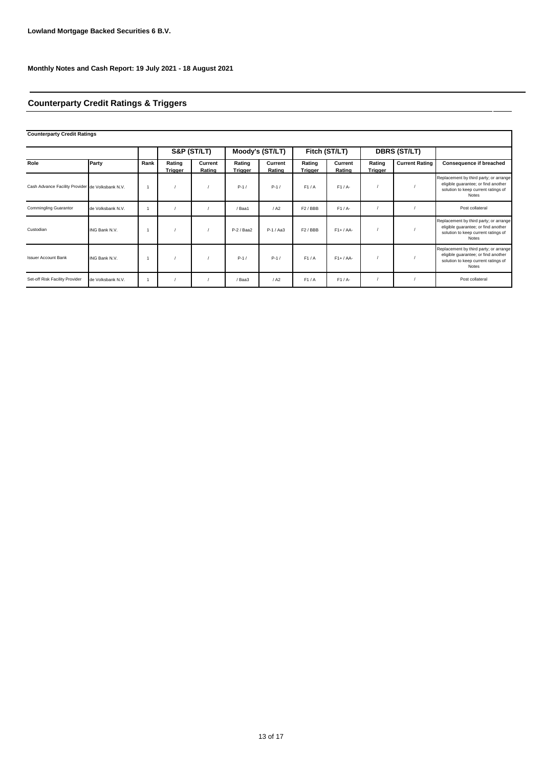**Lowland Mortgage Backed Securities 6 B.V.**

**Monthly Notes and Cash Report: 19 July 2021 - 18 August 2021**

## Counterparty Credit Ratings & Triggers

**Counterparty Credit Ratings**

| | | | S&P (ST/LT) | | Moody's (ST/LT) | | Fitch (ST/LT) | | DBRS (ST/LT) | | |
|---|---|---|---|---|---|---|---|---|---|---|---|
| **Role** | **Party** | **Rank** | **Rating Trigger** | **Current Rating** | **Rating Trigger** | **Current Rating** | **Rating Trigger** | **Current Rating** | **Rating Trigger** | **Current Rating** | **Consequence if breached** |
| Cash Advance Facility Provider | de Volksbank N.V. | 1 | / | / | P-1 / | P-1 / | F1 / A | F1 / A- | / | / | Replacement by third party; or arrange eligible guarantee; or find another solution to keep current ratings of Notes |
| Commingling Guarantor | de Volksbank N.V. | 1 | / | / | / Baa1 | / A2 | F2 / BBB | F1 / A- | / | / | Post collateral |
| Custodian | ING Bank N.V. | 1 | / | / | P-2 / Baa2 | P-1 / Aa3 | F2 / BBB | F1+ / AA- | / | / | Replacement by third party; or arrange eligible guarantee; or find another solution to keep current ratings of Notes |
| Issuer Account Bank | ING Bank N.V. | 1 | / | / | P-1 / | P-1 / | F1 / A | F1+ / AA- | / | / | Replacement by third party; or arrange eligible guarantee; or find another solution to keep current ratings of Notes |
| Set-off Risk Facility Provider | de Volksbank N.V. | 1 | / | / | / Baa3 | / A2 | F1 / A | F1 / A- | / | / | Post collateral |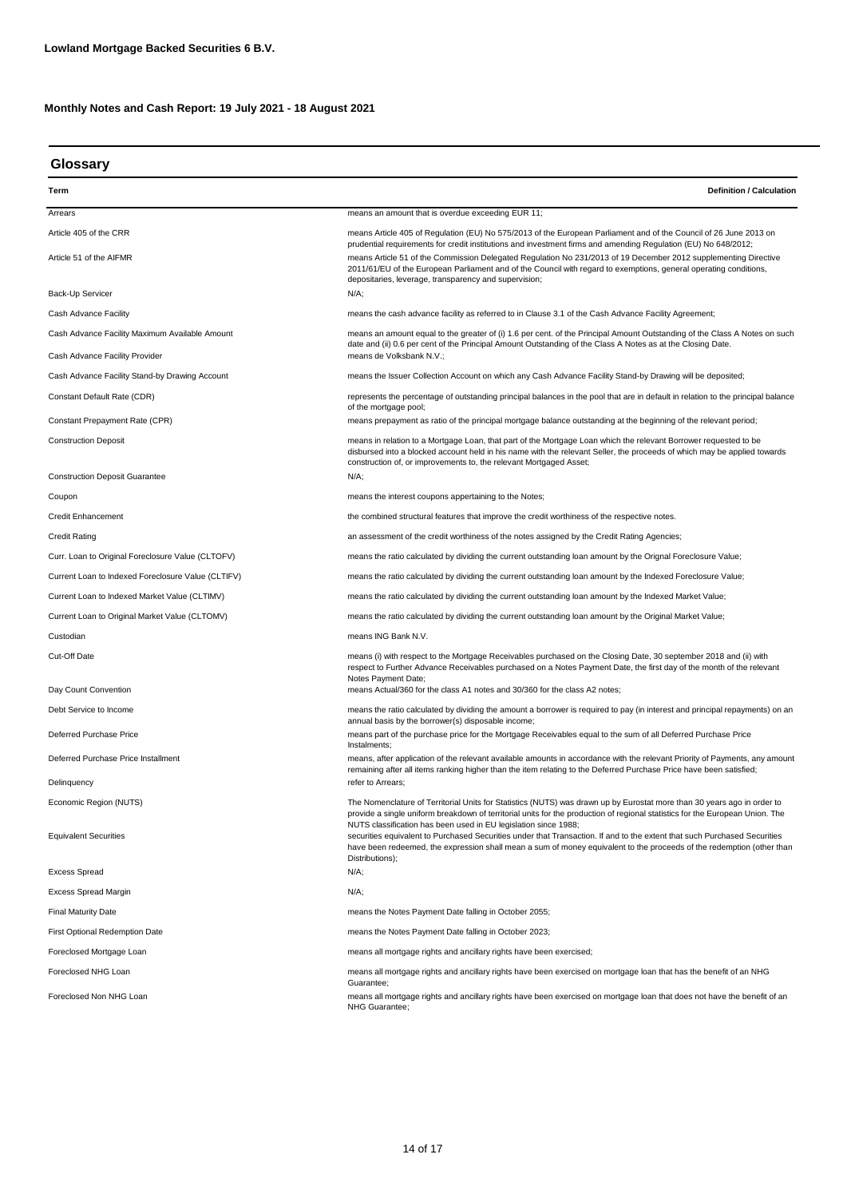**Lowland Mortgage Backed Securities 6 B.V.**

**Monthly Notes and Cash Report: 19 July 2021 - 18 August 2021**

## Glossary

| Term | Definition / Calculation |
|---|---|
| Arrears | means an amount that is overdue exceeding EUR 11; |
| Article 405 of the CRR | means Article 405 of Regulation (EU) No 575/2013 of the European Parliament and of the Council of 26 June 2013 on prudential requirements for credit institutions and investment firms and amending Regulation (EU) No 648/2012; |
| Article 51 of the AIFMR | means Article 51 of the Commission Delegated Regulation No 231/2013 of 19 December 2012 supplementing Directive 2011/61/EU of the European Parliament and of the Council with regard to exemptions, general operating conditions, depositaries, leverage, transparency and supervision; |
| Back-Up Servicer | N/A; |
| Cash Advance Facility | means the cash advance facility as referred to in Clause 3.1 of the Cash Advance Facility Agreement; |
| Cash Advance Facility Maximum Available Amount | means an amount equal to the greater of (i) 1.6 per cent. of the Principal Amount Outstanding of the Class A Notes on such date and (ii) 0.6 per cent of the Principal Amount Outstanding of the Class A Notes as at the Closing Date. |
| Cash Advance Facility Provider | means de Volksbank N.V.; |
| Cash Advance Facility Stand-by Drawing Account | means the Issuer Collection Account on which any Cash Advance Facility Stand-by Drawing will be deposited; |
| Constant Default Rate (CDR) | represents the percentage of outstanding principal balances in the pool that are in default in relation to the principal balance of the mortgage pool; |
| Constant Prepayment Rate (CPR) | means prepayment as ratio of the principal mortgage balance outstanding at the beginning of the relevant period; |
| Construction Deposit | means in relation to a Mortgage Loan, that part of the Mortgage Loan which the relevant Borrower requested to be disbursed into a blocked account held in his name with the relevant Seller, the proceeds of which may be applied towards construction of, or improvements to, the relevant Mortgaged Asset; |
| Construction Deposit Guarantee | N/A; |
| Coupon | means the interest coupons appertaining to the Notes; |
| Credit Enhancement | the combined structural features that improve the credit worthiness of the respective notes. |
| Credit Rating | an assessment of the credit worthiness of the notes assigned by the Credit Rating Agencies; |
| Curr. Loan to Original Foreclosure Value (CLTOFV) | means the ratio calculated by dividing the current outstanding loan amount by the Orignal Foreclosure Value; |
| Current Loan to Indexed Foreclosure Value (CLTIFV) | means the ratio calculated by dividing the current outstanding loan amount by the Indexed Foreclosure Value; |
| Current Loan to Indexed Market Value (CLTIMV) | means the ratio calculated by dividing the current outstanding loan amount by the Indexed Market Value; |
| Current Loan to Original Market Value (CLTOMV) | means the ratio calculated by dividing the current outstanding loan amount by the Original Market Value; |
| Custodian | means ING Bank N.V. |
| Cut-Off Date | means (i) with respect to the Mortgage Receivables purchased on the Closing Date, 30 september 2018 and (ii) with respect to Further Advance Receivables purchased on a Notes Payment Date, the first day of the month of the relevant Notes Payment Date; |
| Day Count Convention | means Actual/360 for the class A1 notes and 30/360 for the class A2 notes; |
| Debt Service to Income | means the ratio calculated by dividing the amount a borrower is required to pay (in interest and principal repayments) on an annual basis by the borrower(s) disposable income; |
| Deferred Purchase Price | means part of the purchase price for the Mortgage Receivables equal to the sum of all Deferred Purchase Price Instalments; |
| Deferred Purchase Price Installment | means, after application of the relevant available amounts in accordance with the relevant Priority of Payments, any amount remaining after all items ranking higher than the item relating to the Deferred Purchase Price have been satisfied; |
| Delinquency | refer to Arrears; |
| Economic Region (NUTS) | The Nomenclature of Territorial Units for Statistics (NUTS) was drawn up by Eurostat more than 30 years ago in order to provide a single uniform breakdown of territorial units for the production of regional statistics for the European Union. The NUTS classification has been used in EU legislation since 1988; |
| Equivalent Securities | securities equivalent to Purchased Securities under that Transaction. If and to the extent that such Purchased Securities have been redeemed, the expression shall mean a sum of money equivalent to the proceeds of the redemption (other than Distributions); |
| Excess Spread | N/A; |
| Excess Spread Margin | N/A; |
| Final Maturity Date | means the Notes Payment Date falling in October 2055; |
| First Optional Redemption Date | means the Notes Payment Date falling in October 2023; |
| Foreclosed Mortgage Loan | means all mortgage rights and ancillary rights have been exercised; |
| Foreclosed NHG Loan | means all mortgage rights and ancillary rights have been exercised on mortgage loan that has the benefit of an NHG Guarantee; |
| Foreclosed Non NHG Loan | means all mortgage rights and ancillary rights have been exercised on mortgage loan that does not have the benefit of an NHG Guarantee; |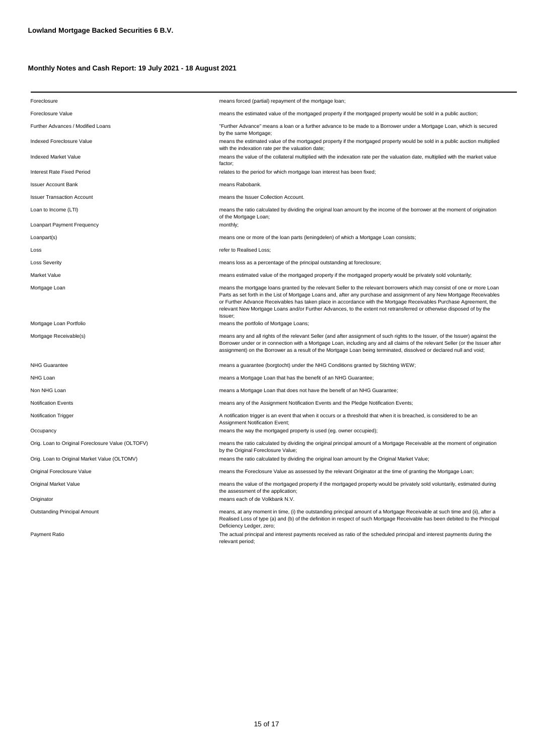**Lowland Mortgage Backed Securities 6 B.V.**

**Monthly Notes and Cash Report: 19 July 2021 - 18 August 2021**

| | |
|---|---|
| Foreclosure | means forced (partial) repayment of the mortgage loan; |
| Foreclosure Value | means the estimated value of the mortgaged property if the mortgaged property would be sold in a public auction; |
| Further Advances / Modified Loans | "Further Advance" means a loan or a further advance to be made to a Borrower under a Mortgage Loan, which is secured by the same Mortgage; |
| Indexed Foreclosure Value | means the estimated value of the mortgaged property if the mortgaged property would be sold in a public auction multiplied with the indexation rate per the valuation date; |
| Indexed Market Value | means the value of the collateral multiplied with the indexation rate per the valuation date, multiplied with the market value factor; |
| Interest Rate Fixed Period | relates to the period for which mortgage loan interest has been fixed; |
| Issuer Account Bank | means Rabobank. |
| Issuer Transaction Account | means the Issuer Collection Account. |
| Loan to Income (LTI) | means the ratio calculated by dividing the original loan amount by the income of the borrower at the moment of origination of the Mortgage Loan; |
| Loanpart Payment Frequency | monthly; |
| Loanpart(s) | means one or more of the loan parts (leningdelen) of which a Mortgage Loan consists; |
| Loss | refer to Realised Loss; |
| Loss Severity | means loss as a percentage of the principal outstanding at foreclosure; |
| Market Value | means estimated value of the mortgaged property if the mortgaged property would be privately sold voluntarily; |
| Mortgage Loan | means the mortgage loans granted by the relevant Seller to the relevant borrowers which may consist of one or more Loan Parts as set forth in the List of Mortgage Loans and, after any purchase and assignment of any New Mortgage Receivables or Further Advance Receivables has taken place in accordance with the Mortgage Receivables Purchase Agreement, the relevant New Mortgage Loans and/or Further Advances, to the extent not retransferred or otherwise disposed of by the Issuer; |
| Mortgage Loan Portfolio | means the portfolio of Mortgage Loans; |
| Mortgage Receivable(s) | means any and all rights of the relevant Seller (and after assignment of such rights to the Issuer, of the Issuer) against the Borrower under or in connection with a Mortgage Loan, including any and all claims of the relevant Seller (or the Issuer after assignment) on the Borrower as a result of the Mortgage Loan being terminated, dissolved or declared null and void; |
| NHG Guarantee | means a guarantee (borgtocht) under the NHG Conditions granted by Stichting WEW; |
| NHG Loan | means a Mortgage Loan that has the benefit of an NHG Guarantee; |
| Non NHG Loan | means a Mortgage Loan that does not have the benefit of an NHG Guarantee; |
| Notification Events | means any of the Assignment Notification Events and the Pledge Notification Events; |
| Notification Trigger | A notification trigger is an event that when it occurs or a threshold that when it is breached, is considered to be an Assignment Notification Event; |
| Occupancy | means the way the mortgaged property is used (eg. owner occupied); |
| Orig. Loan to Original Foreclosure Value (OLTOFV) | means the ratio calculated by dividing the original principal amount of a Mortgage Receivable at the moment of origination by the Original Foreclosure Value; |
| Orig. Loan to Original Market Value (OLTOMV) | means the ratio calculated by dividing the original loan amount by the Original Market Value; |
| Original Foreclosure Value | means the Foreclosure Value as assessed by the relevant Originator at the time of granting the Mortgage Loan; |
| Original Market Value | means the value of the mortgaged property if the mortgaged property would be privately sold voluntarily, estimated during the assessment of the application; |
| Originator | means each of de Volkbank N.V. |
| Outstanding Principal Amount | means, at any moment in time, (i) the outstanding principal amount of a Mortgage Receivable at such time and (ii), after a Realised Loss of type (a) and (b) of the definition in respect of such Mortgage Receivable has been debited to the Principal Deficiency Ledger, zero; |
| Payment Ratio | The actual principal and interest payments received as ratio of the scheduled principal and interest payments during the relevant period; |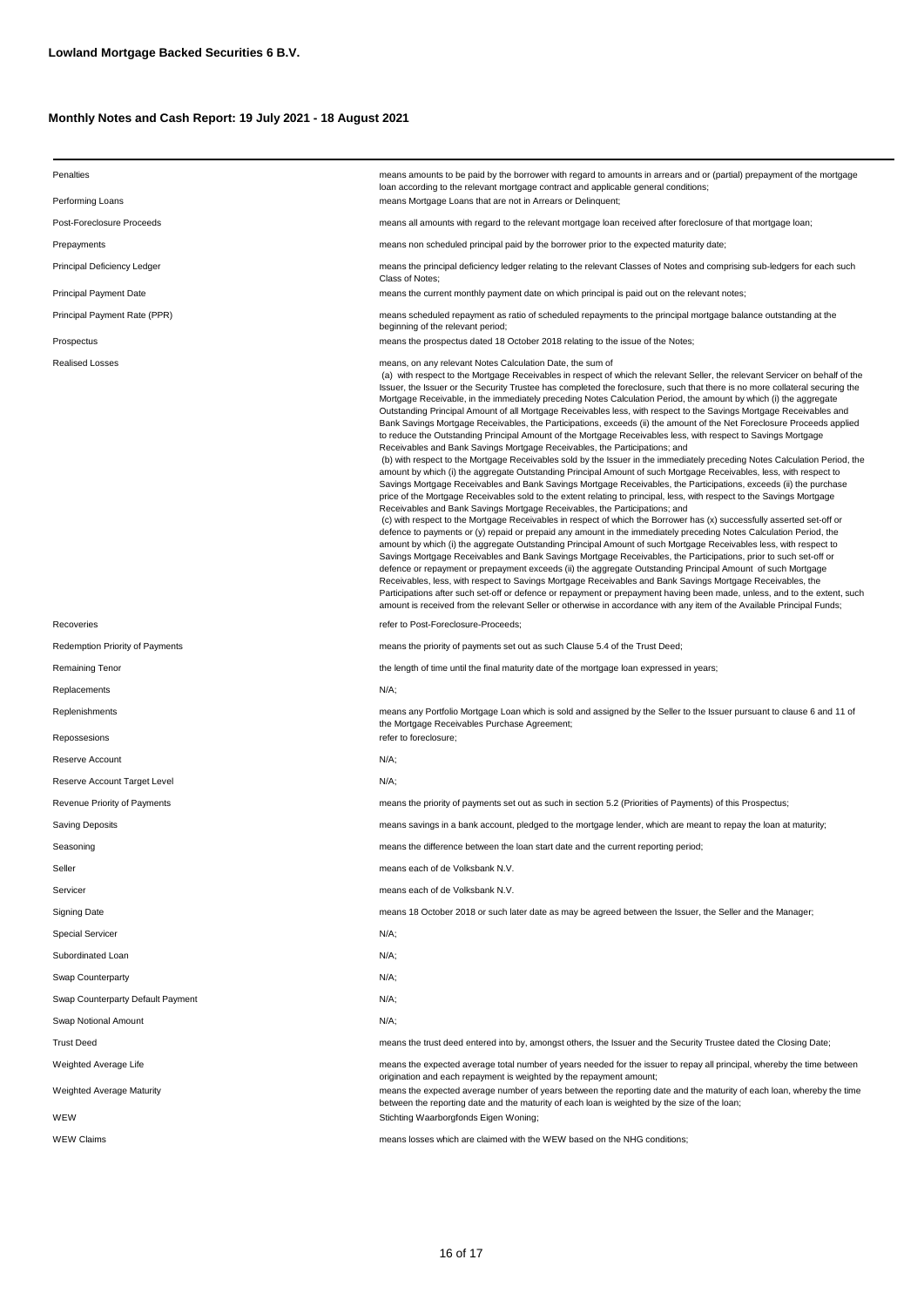**Lowland Mortgage Backed Securities 6 B.V.**

**Monthly Notes and Cash Report: 19 July 2021 - 18 August 2021**

| | |
|---|---|
| Penalties | means amounts to be paid by the borrower with regard to amounts in arrears and or (partial) prepayment of the mortgage loan according to the relevant mortgage contract and applicable general conditions; |
| Performing Loans | means Mortgage Loans that are not in Arrears or Delinquent; |
| Post-Foreclosure Proceeds | means all amounts with regard to the relevant mortgage loan received after foreclosure of that mortgage loan; |
| Prepayments | means non scheduled principal paid by the borrower prior to the expected maturity date; |
| Principal Deficiency Ledger | means the principal deficiency ledger relating to the relevant Classes of Notes and comprising sub-ledgers for each such Class of Notes; |
| Principal Payment Date | means the current monthly payment date on which principal is paid out on the relevant notes; |
| Principal Payment Rate (PPR) | means scheduled repayment as ratio of scheduled repayments to the principal mortgage balance outstanding at the beginning of the relevant period; |
| Prospectus | means the prospectus dated 18 October 2018 relating to the issue of the Notes; |
| Realised Losses | means, on any relevant Notes Calculation Date, the sum of (a) with respect to the Mortgage Receivables in respect of which the relevant Seller, the relevant Servicer on behalf of the Issuer, the Issuer or the Security Trustee has completed the foreclosure, such that there is no more collateral securing the Mortgage Receivable, in the immediately preceding Notes Calculation Period, the amount by which (i) the aggregate Outstanding Principal Amount of all Mortgage Receivables less, with respect to the Savings Mortgage Receivables and Bank Savings Mortgage Receivables, the Participations, exceeds (ii) the amount of the Net Foreclosure Proceeds applied to reduce the Outstanding Principal Amount of the Mortgage Receivables less, with respect to Savings Mortgage Receivables and Bank Savings Mortgage Receivables, the Participations; and (b) with respect to the Mortgage Receivables sold by the Issuer in the immediately preceding Notes Calculation Period, the amount by which (i) the aggregate Outstanding Principal Amount of such Mortgage Receivables less, with respect to Savings Mortgage Receivables and Bank Savings Mortgage Receivables, the Participations, exceeds (ii) the purchase price of the Mortgage Receivables sold to the extent relating to principal, less, with respect to the Savings Mortgage Receivables and Bank Savings Mortgage Receivables, the Participations; and (c) with respect to the Mortgage Receivables in respect of which the Borrower has (x) successfully asserted set-off or defence to payments or (y) repaid or prepaid any amount in the immediately preceding Notes Calculation Period, the amount by which (i) the aggregate Outstanding Principal Amount of such Mortgage Receivables less, with respect to Savings Mortgage Receivables and Bank Savings Mortgage Receivables, the Participations, prior to such set-off or defence or repayment or prepayment exceeds (ii) the aggregate Outstanding Principal Amount of such Mortgage Receivables, less, with respect to Savings Mortgage Receivables and Bank Savings Mortgage Receivables, the Participations after such set-off or defence or repayment or prepayment having been made, unless, and to the extent, such amount is received from the relevant Seller or otherwise in accordance with any item of the Available Principal Funds; |
| Recoveries | refer to Post-Foreclosure-Proceeds; |
| Redemption Priority of Payments | means the priority of payments set out as such Clause 5.4 of the Trust Deed; |
| Remaining Tenor | the length of time until the final maturity date of the mortgage loan expressed in years; |
| Replacements | N/A; |
| Replenishments | means any Portfolio Mortgage Loan which is sold and assigned by the Seller to the Issuer pursuant to clause 6 and 11 of the Mortgage Receivables Purchase Agreement; |
| Repossesions | refer to foreclosure; |
| Reserve Account | N/A; |
| Reserve Account Target Level | N/A; |
| Revenue Priority of Payments | means the priority of payments set out as such in section 5.2 (Priorities of Payments) of this Prospectus; |
| Saving Deposits | means savings in a bank account, pledged to the mortgage lender, which are meant to repay the loan at maturity; |
| Seasoning | means the difference between the loan start date and the current reporting period; |
| Seller | means each of de Volksbank N.V. |
| Servicer | means each of de Volksbank N.V. |
| Signing Date | means 18 October 2018 or such later date as may be agreed between the Issuer, the Seller and the Manager; |
| Special Servicer | N/A; |
| Subordinated Loan | N/A; |
| Swap Counterparty | N/A; |
| Swap Counterparty Default Payment | N/A; |
| Swap Notional Amount | N/A; |
| Trust Deed | means the trust deed entered into by, amongst others, the Issuer and the Security Trustee dated the Closing Date; |
| Weighted Average Life | means the expected average total number of years needed for the issuer to repay all principal, whereby the time between origination and each repayment is weighted by the repayment amount; |
| Weighted Average Maturity | means the expected average number of years between the reporting date and the maturity of each loan, whereby the time between the reporting date and the maturity of each loan is weighted by the size of the loan; |
| WEW | Stichting Waarborgfonds Eigen Woning; |
| WEW Claims | means losses which are claimed with the WEW based on the NHG conditions; |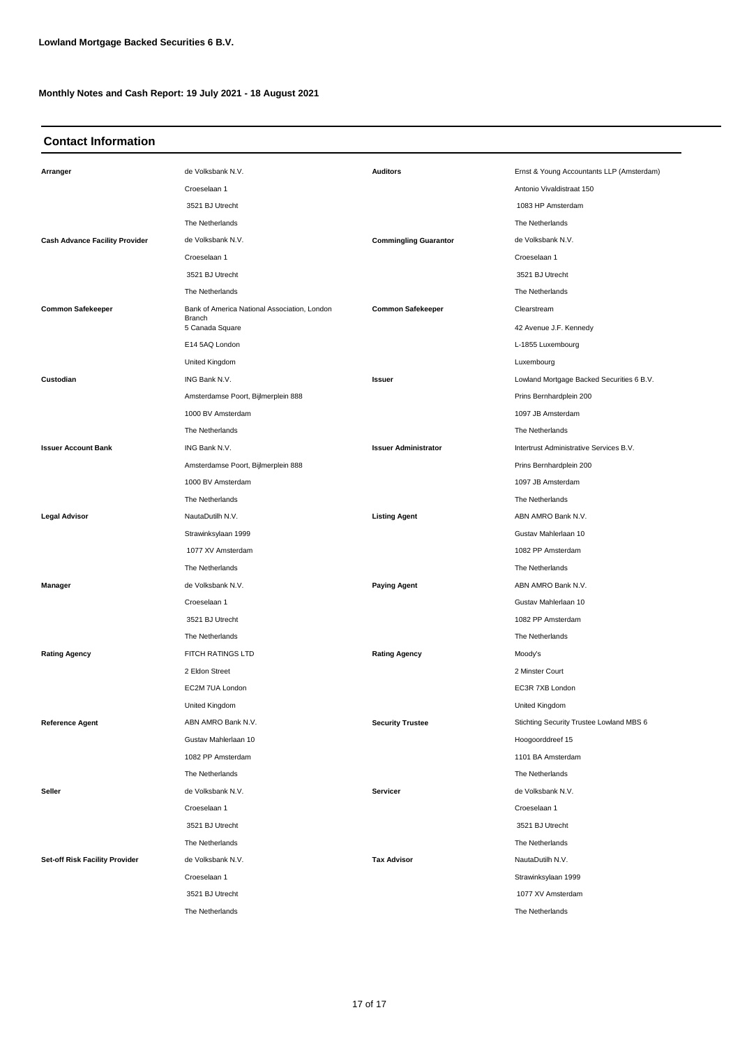**Lowland Mortgage Backed Securities 6 B.V.**

**Monthly Notes and Cash Report: 19 July 2021 - 18 August 2021**

## Contact Information

| | | | |
|---|---|---|---|
| **Arranger** | de Volksbank N.V. | **Auditors** | Ernst & Young Accountants LLP (Amsterdam) |
| | Croeselaan 1 | | Antonio Vivaldistraat 150 |
| | 3521 BJ Utrecht | | 1083 HP Amsterdam |
| | The Netherlands | | The Netherlands |
| **Cash Advance Facility Provider** | de Volksbank N.V. | **Commingling Guarantor** | de Volksbank N.V. |
| | Croeselaan 1 | | Croeselaan 1 |
| | 3521 BJ Utrecht | | 3521 BJ Utrecht |
| | The Netherlands | | The Netherlands |
| **Common Safekeeper** | Bank of America National Association, London Branch | **Common Safekeeper** | Clearstream |
| | 5 Canada Square | | 42 Avenue J.F. Kennedy |
| | E14 5AQ London | | L-1855 Luxembourg |
| | United Kingdom | | Luxembourg |
| **Custodian** | ING Bank N.V. | **Issuer** | Lowland Mortgage Backed Securities 6 B.V. |
| | Amsterdamse Poort, Bijlmerplein 888 | | Prins Bernhardplein 200 |
| | 1000 BV Amsterdam | | 1097 JB Amsterdam |
| | The Netherlands | | The Netherlands |
| **Issuer Account Bank** | ING Bank N.V. | **Issuer Administrator** | Intertrust Administrative Services B.V. |
| | Amsterdamse Poort, Bijlmerplein 888 | | Prins Bernhardplein 200 |
| | 1000 BV Amsterdam | | 1097 JB Amsterdam |
| | The Netherlands | | The Netherlands |
| **Legal Advisor** | NautaDutilh N.V. | **Listing Agent** | ABN AMRO Bank N.V. |
| | Strawinksylaan 1999 | | Gustav Mahlerlaan 10 |
| | 1077 XV Amsterdam | | 1082 PP Amsterdam |
| | The Netherlands | | The Netherlands |
| **Manager** | de Volksbank N.V. | **Paying Agent** | ABN AMRO Bank N.V. |
| | Croeselaan 1 | | Gustav Mahlerlaan 10 |
| | 3521 BJ Utrecht | | 1082 PP Amsterdam |
| | The Netherlands | | The Netherlands |
| **Rating Agency** | FITCH RATINGS LTD | **Rating Agency** | Moody's |
| | 2 Eldon Street | | 2 Minster Court |
| | EC2M 7UA London | | EC3R 7XB London |
| | United Kingdom | | United Kingdom |
| **Reference Agent** | ABN AMRO Bank N.V. | **Security Trustee** | Stichting Security Trustee Lowland MBS 6 |
| | Gustav Mahlerlaan 10 | | Hoogoorddreef 15 |
| | 1082 PP Amsterdam | | 1101 BA Amsterdam |
| | The Netherlands | | The Netherlands |
| **Seller** | de Volksbank N.V. | **Servicer** | de Volksbank N.V. |
| | Croeselaan 1 | | Croeselaan 1 |
| | 3521 BJ Utrecht | | 3521 BJ Utrecht |
| | The Netherlands | | The Netherlands |
| **Set-off Risk Facility Provider** | de Volksbank N.V. | **Tax Advisor** | NautaDutilh N.V. |
| | Croeselaan 1 | | Strawinksylaan 1999 |
| | 3521 BJ Utrecht | | 1077 XV Amsterdam |
| | The Netherlands | | The Netherlands |